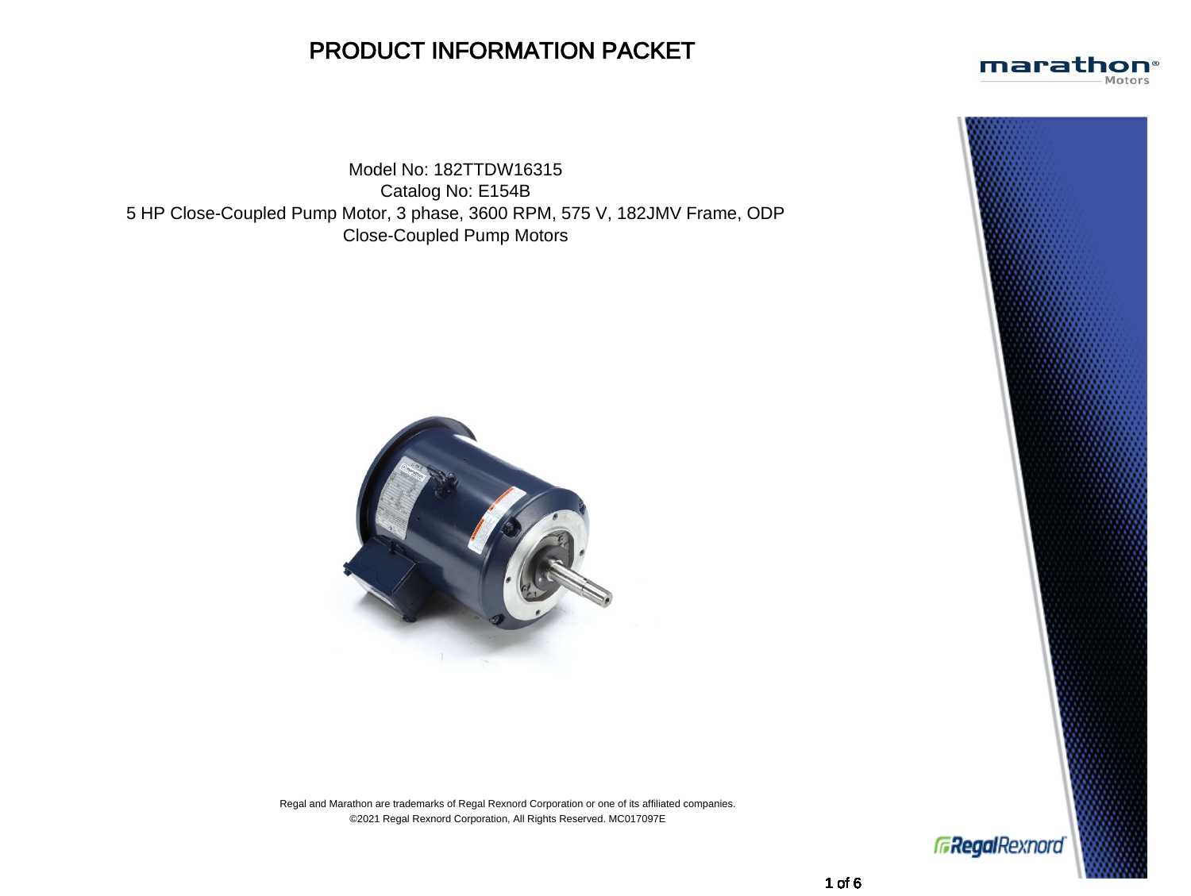# PRODUCT INFORMATION PACKET

Model No: 182TTDW16315
Catalog No: E154B
5 HP Close-Coupled Pump Motor, 3 phase, 3600 RPM, 575 V, 182JMV Frame, ODP
Close-Coupled Pump Motors

Regal and Marathon are trademarks of Regal Rexnord Corporation or one of its affiliated companies.
©2021 Regal Rexnord Corporation, All Rights Reserved. MC017097E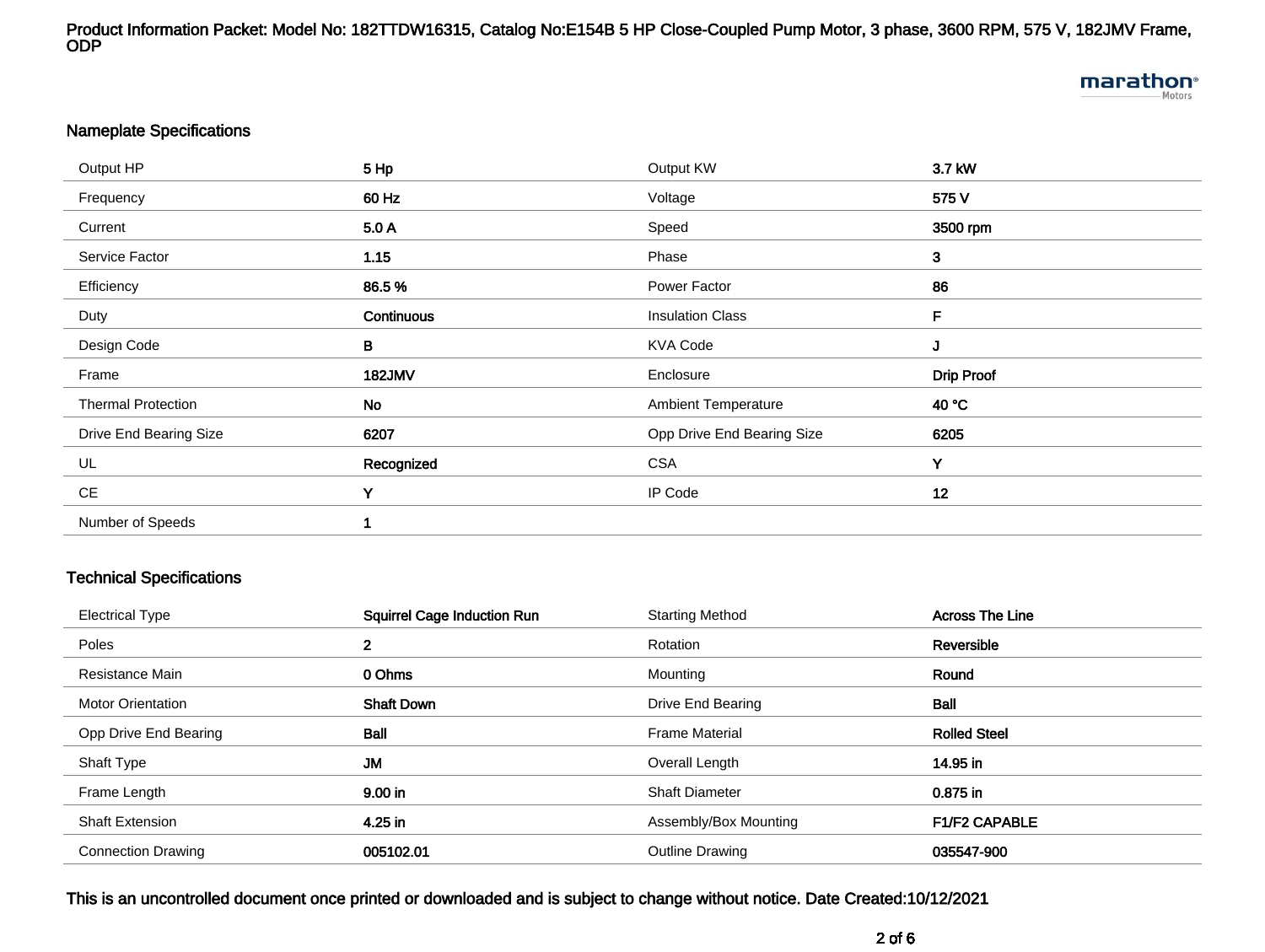Product Information Packet: Model No: 182TTDW16315, Catalog No:E154B 5 HP Close-Coupled Pump Motor, 3 phase, 3600 RPM, 575 V, 182JMV Frame, ODP

## Nameplate Specifications

| | | | |
|---|---|---|---|
| Output HP | 5 Hp | Output KW | 3.7 kW |
| Frequency | 60 Hz | Voltage | 575 V |
| Current | 5.0 A | Speed | 3500 rpm |
| Service Factor | 1.15 | Phase | 3 |
| Efficiency | 86.5 % | Power Factor | 86 |
| Duty | Continuous | Insulation Class | F |
| Design Code | B | KVA Code | J |
| Frame | 182JMV | Enclosure | Drip Proof |
| Thermal Protection | No | Ambient Temperature | 40 °C |
| Drive End Bearing Size | 6207 | Opp Drive End Bearing Size | 6205 |
| UL | Recognized | CSA | Y |
| CE | Y | IP Code | 12 |
| Number of Speeds | 1 | | |

## Technical Specifications

| | | | |
|---|---|---|---|
| Electrical Type | Squirrel Cage Induction Run | Starting Method | Across The Line |
| Poles | 2 | Rotation | Reversible |
| Resistance Main | 0 Ohms | Mounting | Round |
| Motor Orientation | Shaft Down | Drive End Bearing | Ball |
| Opp Drive End Bearing | Ball | Frame Material | Rolled Steel |
| Shaft Type | JM | Overall Length | 14.95 in |
| Frame Length | 9.00 in | Shaft Diameter | 0.875 in |
| Shaft Extension | 4.25 in | Assembly/Box Mounting | F1/F2 CAPABLE |
| Connection Drawing | 005102.01 | Outline Drawing | 035547-900 |

**This is an uncontrolled document once printed or downloaded and is subject to change without notice. Date Created:10/12/2021**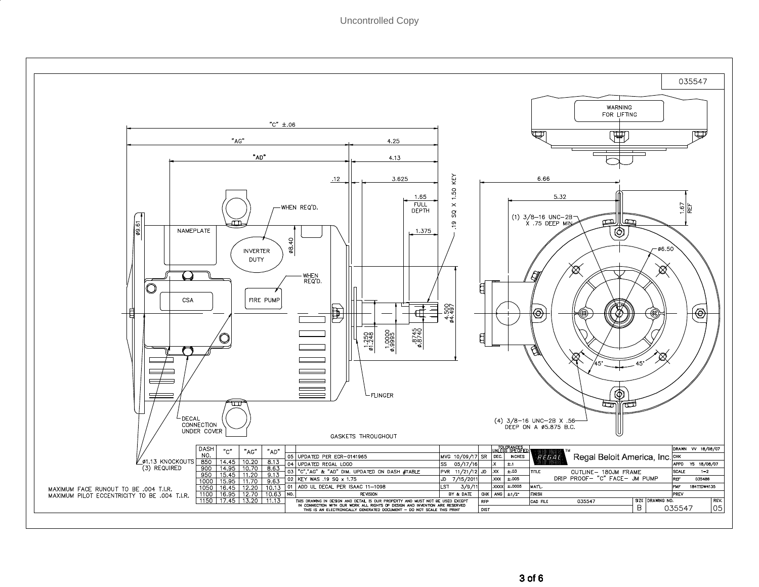Uncontrolled Copy

035547

WARNING FOR LIFTING

"C" ±.06

"AG" 4.25

"AD" 4.13

.12 3.625

1.65 FULL DEPTH

1.375

.19 SQ X 1.50 KEY

6.66

5.32

1.67 REF

(1) 3/8–16 UNC–2B X .75 DEEP MIN

ø6.50

ø9.61

NAMEPLATE

WHEN REQ'D.

INVERTER DUTY

ø8.40

WHEN REQ'D.

CSA

FIRE PUMP

4.500 ø4.497

1.250 ø1.248

1.0000 ø.9995

.8745 ø.8740

FLINGER

45° 45°

DECAL CONNECTION UNDER COVER

(4) 3/8–16 UNC–2B X .56 DEEP ON A ø5.875 B.C.

GASKETS THROUGHOUT

ø1.13 KNOCKOUTS (3) REQUIRED

MAXIMUM FACE RUNOUT TO BE .004 T.I.R.
MAXIMUM PILOT ECCENTRICITY TO BE .004 T.I.R.

| DASH NO. | "C" | "AG" | "AD" |
|---|---|---|---|
| 850 | 14.45 | 10.20 | 8.13 |
| 900 | 14.95 | 10.70 | 8.63 |
| 950 | 15.45 | 11.20 | 9.13 |
| 1000 | 15.95 | 11.70 | 9.63 |
| 1050 | 16.45 | 12.20 | 10.13 |
| 1100 | 16.95 | 12.70 | 10.63 |
| 1150 | 17.45 | 13.20 | 11.13 |

| NO. | REVISION | BY & DATE | CHK |
|---|---|---|---|
| 05 | UPDATED PER ECR–0141965 | MVG 10/09/17 | SR |
| 04 | UPDATED REGAL LOGO | SS 05/17/16 | |
| 03 | "C","AG" & "AD" DIM. UPDATED ON DASH #TABLE | PVR 11/21/12 | JD |
| 02 | KEY WAS .19 SQ x 1.75 | JD 7/15/2011 | |
| 01 | ADD UL DECAL PER ISAAC 11–1098 | LST 3/9/11 | |

THIS DRAWING IN DESIGN AND DETAIL IS OUR PROPERTY AND MUST NOT BE USED EXCEPT IN CONNECTION WITH OUR WORK. ALL RIGHTS OF DESIGN AND INVENTION ARE RESERVED. THIS IS AN ELECTRONICALLY GENERATED DOCUMENT – DO NOT SCALE THIS PRINT

| TOLERANCES UNLESS SPECIFIED | |
|---|---|
| DEC. | INCHES |
| .X | ±.1 |
| .XX | ±.03 |
| .XXX | ±.005 |
| .XXXX | ±.0005 |
| ANG | ±1/2° |

RFP

DIST

REGAL™ Regal Beloit America, Inc.

TITLE: OUTLINE– 180JM FRAME DRIP PROOF– "C" FACE– JM PUMP

MAT'L.

FINISH

CAD FILE 035547

| | |
|---|---|
| DRAWN | VV 18/08/07 |
| CHK | |
| APPD | YS 18/08/07 |
| SCALE | 1=2 |
| REF | 035486 |
| FMF | 184TTDW4135 |
| PREV | |

| SIZE | DRAWING NO. | REV. |
|---|---|---|
| B | 035547 | 05 |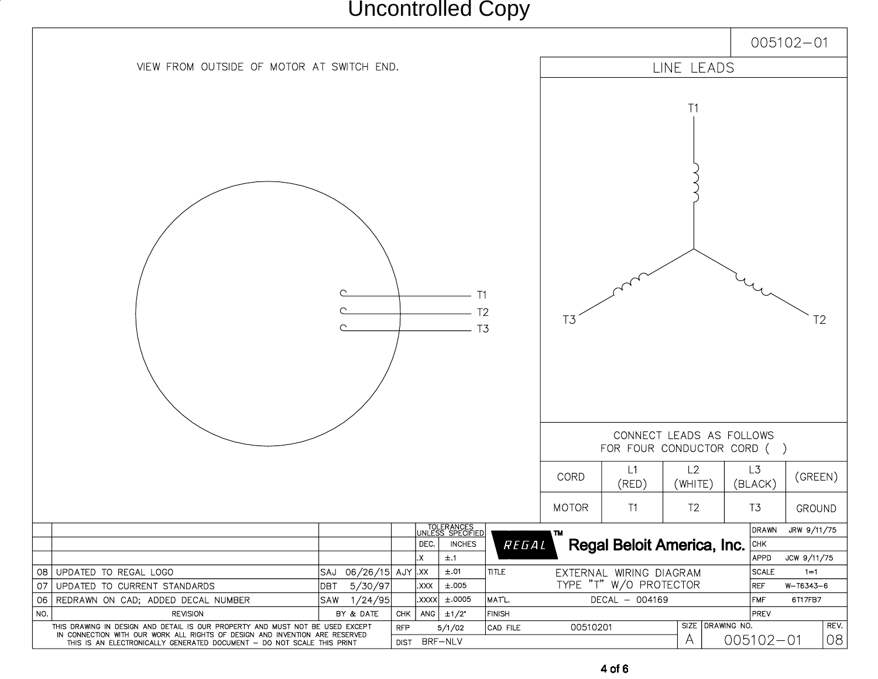Uncontrolled Copy

005102–01

VIEW FROM OUTSIDE OF MOTOR AT SWITCH END.

T1
T2
T3

## LINE LEADS

T1

T3 T2

CONNECT LEADS AS FOLLOWS
FOR FOUR CONDUCTOR CORD ( )

| CORD | L1 (RED) | L2 (WHITE) | L3 (BLACK) | (GREEN) |
|---|---|---|---|---|
| MOTOR | T1 | T2 | T3 | GROUND |

| NO. | REVISION | BY & DATE | CHK |
|---|---|---|---|
| 08 | UPDATED TO REGAL LOGO | SAJ 06/26/15 | AJY |
| 07 | UPDATED TO CURRENT STANDARDS | DBT 5/30/97 | |
| 06 | REDRAWN ON CAD; ADDED DECAL NUMBER | SAW 1/24/95 | |

| TOLERANCES UNLESS SPECIFIED | |
|---|---|
| DEC. | INCHES |
| .X | ±.1 |
| .XX | ±.01 |
| .XXX | ±.005 |
| .XXXX | ±.0005 |
| ANG | ±1/2° |

REGAL™ Regal Beloit America, Inc.

TITLE: EXTERNAL WIRING DIAGRAM TYPE "T" W/O PROTECTOR

MAT'L.: DECAL – 004169

FINISH

| | |
|---|---|
| DRAWN | JRW 9/11/75 |
| CHK | |
| APPD | JCW 9/11/75 |
| SCALE | 1=1 |
| REF | W–T6343–6 |
| FMF | 6T17FB7 |
| PREV | |

THIS DRAWING IN DESIGN AND DETAIL IS OUR PROPERTY AND MUST NOT BE USED EXCEPT IN CONNECTION WITH OUR WORK ALL RIGHTS OF DESIGN AND INVENTION ARE RESERVED THIS IS AN ELECTRONICALLY GENERATED DOCUMENT – DO NOT SCALE THIS PRINT

| RFP | 5/1/02 | CAD FILE | 00510201 | SIZE | DRAWING NO. | REV. |
|---|---|---|---|---|---|---|
| DIST | BRF–NLV | | | A | 005102–01 | 08 |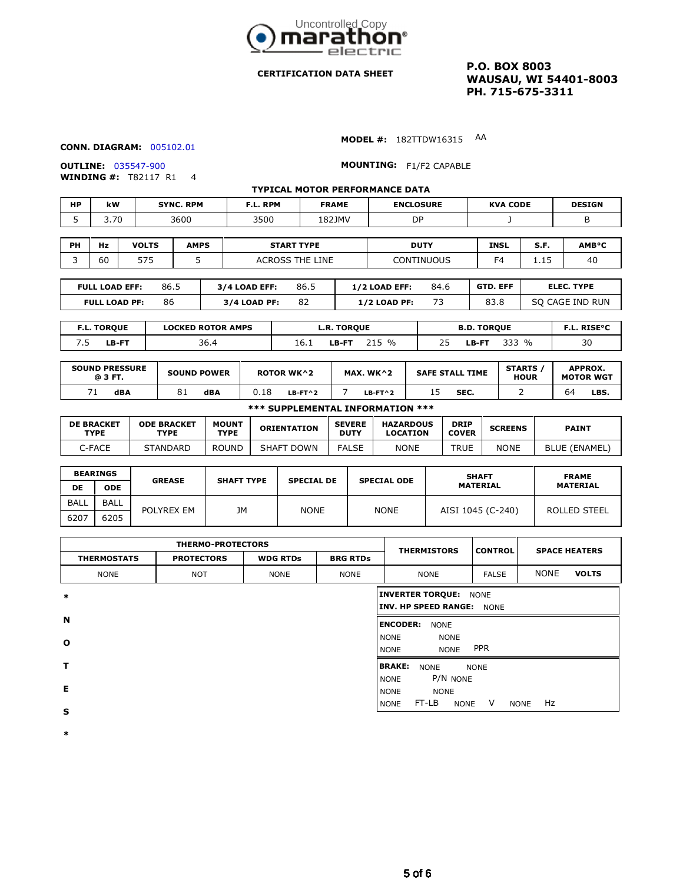Uncontrolled Copy

**marathon electric**

**CERTIFICATION DATA SHEET**

**P.O. BOX 8003**
**WAUSAU, WI 54401-8003**
**PH. 715-675-3311**

**CONN. DIAGRAM:** 005102.01

**MODEL #:** 182TTDW16315 AA

**OUTLINE:** 035547-900

**MOUNTING:** F1/F2 CAPABLE

**WINDING #:** T82117 R1 4

### TYPICAL MOTOR PERFORMANCE DATA

| HP | kW | SYNC. RPM | F.L. RPM | FRAME | ENCLOSURE | KVA CODE | DESIGN |
|---|---|---|---|---|---|---|---|
| 5 | 3.70 | 3600 | 3500 | 182JMV | DP | J | B |

| PH | Hz | VOLTS | AMPS | START TYPE | DUTY | INSL | S.F. | AMB°C |
|---|---|---|---|---|---|---|---|---|
| 3 | 60 | 575 | 5 | ACROSS THE LINE | CONTINUOUS | F4 | 1.15 | 40 |

| FULL LOAD EFF: | 3/4 LOAD EFF: | 1/2 LOAD EFF: | GTD. EFF | ELEC. TYPE |
|---|---|---|---|---|
| 86.5 | 86.5 | 84.6 | | |
| **FULL LOAD PF:** 86 | **3/4 LOAD PF:** 82 | **1/2 LOAD PF:** 73 | 83.8 | SQ CAGE IND RUN |

| F.L. TORQUE | LOCKED ROTOR AMPS | L.R. TORQUE | B.D. TORQUE | F.L. RISE°C |
|---|---|---|---|---|
| 7.5 LB-FT | 36.4 | 16.1 LB-FT 215 % | 25 LB-FT 333 % | 30 |

| SOUND PRESSURE @ 3 FT. | SOUND POWER | ROTOR WK^2 | MAX. WK^2 | SAFE STALL TIME | STARTS / HOUR | APPROX. MOTOR WGT |
|---|---|---|---|---|---|---|
| 71 dBA | 81 dBA | 0.18 LB-FT^2 | 7 LB-FT^2 | 15 SEC. | 2 | 64 LBS. |

### *** SUPPLEMENTAL INFORMATION ***

| DE BRACKET TYPE | ODE BRACKET TYPE | MOUNT TYPE | ORIENTATION | SEVERE DUTY | HARDOUS LOCATION | DRIP COVER | SCREENS | PAINT |
|---|---|---|---|---|---|---|---|---|
| C-FACE | STANDARD | ROUND | SHAFT DOWN | FALSE | NONE | TRUE | NONE | BLUE (ENAMEL) |

| BEARINGS | | GREASE | SHAFT TYPE | SPECIAL DE | SPECIAL ODE | SHAFT MATERIAL | FRAME MATERIAL |
|---|---|---|---|---|---|---|---|
| DE | ODE | | | | | | |
| BALL | BALL | POLYREX EM | JM | NONE | NONE | AISI 1045 (C-240) | ROLLED STEEL |
| 6207 | 6205 | | | | | | |

| THERMO-PROTECTORS | | | | THERMISTORS | CONTROL | SPACE HEATERS |
|---|---|---|---|---|---|---|
| THERMOSTATS | PROTECTORS | WDG RTDs | BRG RTDs | | | |
| NONE | NOT | NONE | NONE | NONE | FALSE | NONE VOLTS |

*
N
O
T
E
S
*

**INVERTER TORQUE:** NONE
**INV. HP SPEED RANGE:** NONE

**ENCODER:** NONE
NONE NONE
NONE NONE PPR

**BRAKE:** NONE NONE
NONE P/N NONE
NONE NONE
NONE FT-LB NONE V NONE Hz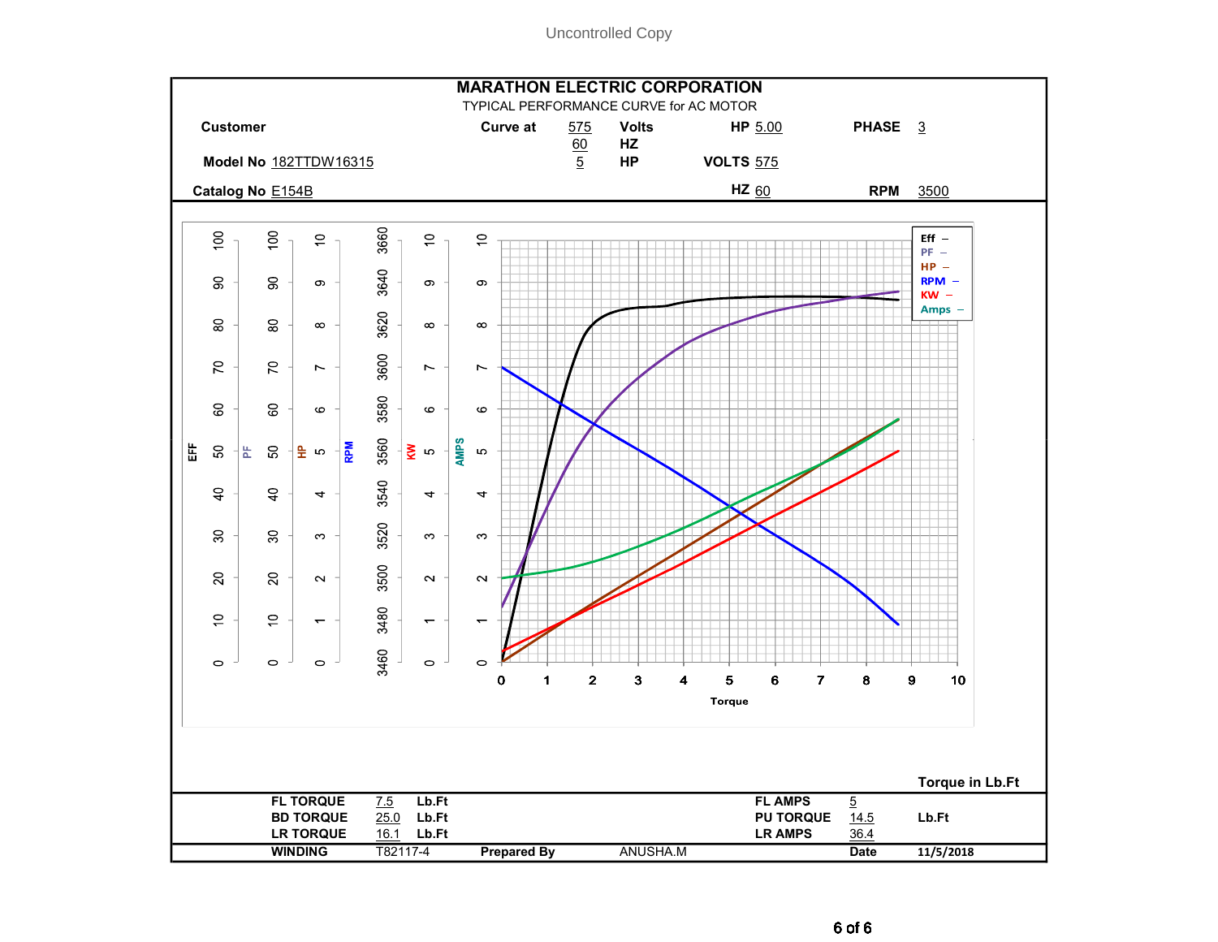Uncontrolled Copy

# MARATHON ELECTRIC CORPORATION

TYPICAL PERFORMANCE CURVE for AC MOTOR

| | | | | | | | |
|---|---|---|---|---|---|---|---|
| **Customer** | | **Curve at** | 575 | **Volts** | **HP** 5.00 | **PHASE** | 3 |
| | | | 60 | **HZ** | | | |
| **Model No** | 182TTDW16315 | | 5 | **HP** | **VOLTS** 575 | | |
| **Catalog No** | E154B | | | | **HZ** 60 | **RPM** | 3500 |

EFF: 0 10 20 30 40 50 60 70 80 90 100

PF: 0 10 20 30 40 50 60 70 80 90 100

HP: 0 1 2 3 4 5 6 7 8 9 10

RPM: 3460 3480 3500 3520 3540 3560 3580 3600 3620 3640 3660

KW: 0 1 2 3 4 5 6 7 8 9 10

AMPS: 0 1 2 3 4 5 6 7 8 9 10

Torque: 0 1 2 3 4 5 6 7 8 9 10

Eff –
PF –
HP –
RPM –
KW –
Amps –

Torque in Lb.Ft

| | | | | | |
|---|---|---|---|---|---|
| **FL TORQUE** | 7.5 | **Lb.Ft** | **FL AMPS** | 5 | |
| **BD TORQUE** | 25.0 | **Lb.Ft** | **PU TORQUE** | 14.5 | **Lb.Ft** |
| **LR TORQUE** | 16.1 | **Lb.Ft** | **LR AMPS** | 36.4 | |
| **WINDING** | T82117-4 | **Prepared By** ANUSHA.M | **Date** | 11/5/2018 | |